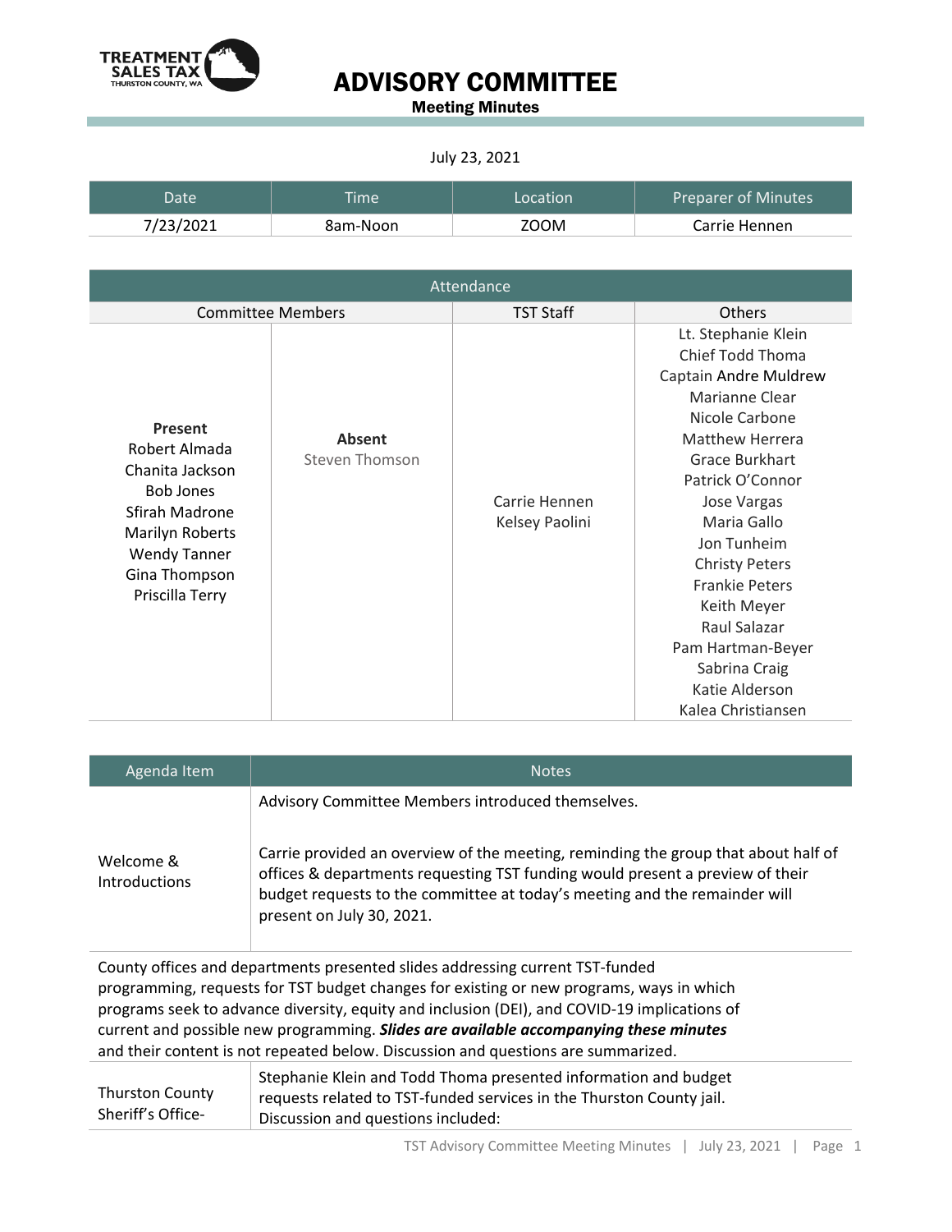# ADVISORY COMMITTEE

**Meeting Minutes**

July 23, 2021

| Date | Time | Location | Preparer of Minutes |
|---|---|---|---|
| 7/23/2021 | 8am-Noon | ZOOM | Carrie Hennen |

| Attendance | | | |
|---|---|---|---|
| Committee Members | | TST Staff | Others |
| **Present**<br>Robert Almada<br>Chanita Jackson<br>Bob Jones<br>Sfirah Madrone<br>Marilyn Roberts<br>Wendy Tanner<br>Gina Thompson<br>Priscilla Terry | **Absent**<br>Steven Thomson | Carrie Hennen<br>Kelsey Paolini | Lt. Stephanie Klein<br>Chief Todd Thoma<br>Captain Andre Muldrew<br>Marianne Clear<br>Nicole Carbone<br>Matthew Herrera<br>Grace Burkhart<br>Patrick O'Connor<br>Jose Vargas<br>Maria Gallo<br>Jon Tunheim<br>Christy Peters<br>Frankie Peters<br>Keith Meyer<br>Raul Salazar<br>Pam Hartman-Beyer<br>Sabrina Craig<br>Katie Alderson<br>Kalea Christiansen |

| Agenda Item | Notes |
|---|---|
| Welcome & Introductions | Advisory Committee Members introduced themselves.<br><br>Carrie provided an overview of the meeting, reminding the group that about half of offices & departments requesting TST funding would present a preview of their budget requests to the committee at today's meeting and the remainder will present on July 30, 2021. |

County offices and departments presented slides addressing current TST-funded programming, requests for TST budget changes for existing or new programs, ways in which programs seek to advance diversity, equity and inclusion (DEI), and COVID-19 implications of current and possible new programming. ***Slides are available accompanying these minutes*** and their content is not repeated below. Discussion and questions are summarized.

| Agenda Item | Notes |
|---|---|
| Thurston County Sheriff's Office- | Stephanie Klein and Todd Thoma presented information and budget requests related to TST-funded services in the Thurston County jail. Discussion and questions included: |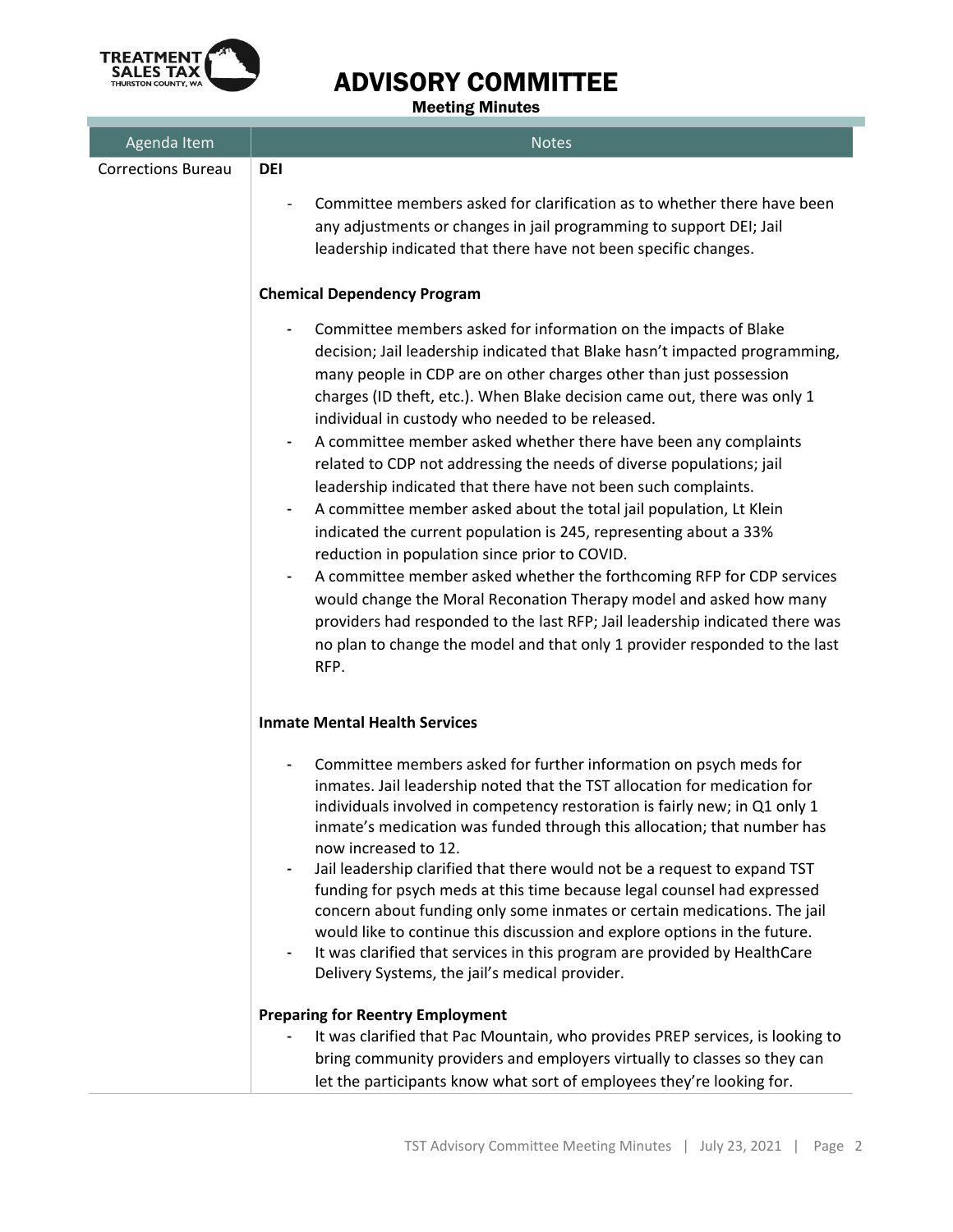# ADVISORY COMMITTEE

**Meeting Minutes**

| Agenda Item | Notes |
|---|---|
| Corrections Bureau | **DEI**<br><br>- Committee members asked for clarification as to whether there have been any adjustments or changes in jail programming to support DEI; Jail leadership indicated that there have not been specific changes.<br><br>**Chemical Dependency Program**<br><br>- Committee members asked for information on the impacts of Blake decision; Jail leadership indicated that Blake hasn't impacted programming, many people in CDP are on other charges other than just possession charges (ID theft, etc.). When Blake decision came out, there was only 1 individual in custody who needed to be released.<br>- A committee member asked whether there have been any complaints related to CDP not addressing the needs of diverse populations; jail leadership indicated that there have not been such complaints.<br>- A committee member asked about the total jail population, Lt Klein indicated the current population is 245, representing about a 33% reduction in population since prior to COVID.<br>- A committee member asked whether the forthcoming RFP for CDP services would change the Moral Reconation Therapy model and asked how many providers had responded to the last RFP; Jail leadership indicated there was no plan to change the model and that only 1 provider responded to the last RFP.<br><br>**Inmate Mental Health Services**<br><br>- Committee members asked for further information on psych meds for inmates. Jail leadership noted that the TST allocation for medication for individuals involved in competency restoration is fairly new; in Q1 only 1 inmate's medication was funded through this allocation; that number has now increased to 12.<br>- Jail leadership clarified that there would not be a request to expand TST funding for psych meds at this time because legal counsel had expressed concern about funding only some inmates or certain medications. The jail would like to continue this discussion and explore options in the future.<br>- It was clarified that services in this program are provided by HealthCare Delivery Systems, the jail's medical provider.<br><br>**Preparing for Reentry Employment**<br><br>- It was clarified that Pac Mountain, who provides PREP services, is looking to bring community providers and employers virtually to classes so they can let the participants know what sort of employees they're looking for. |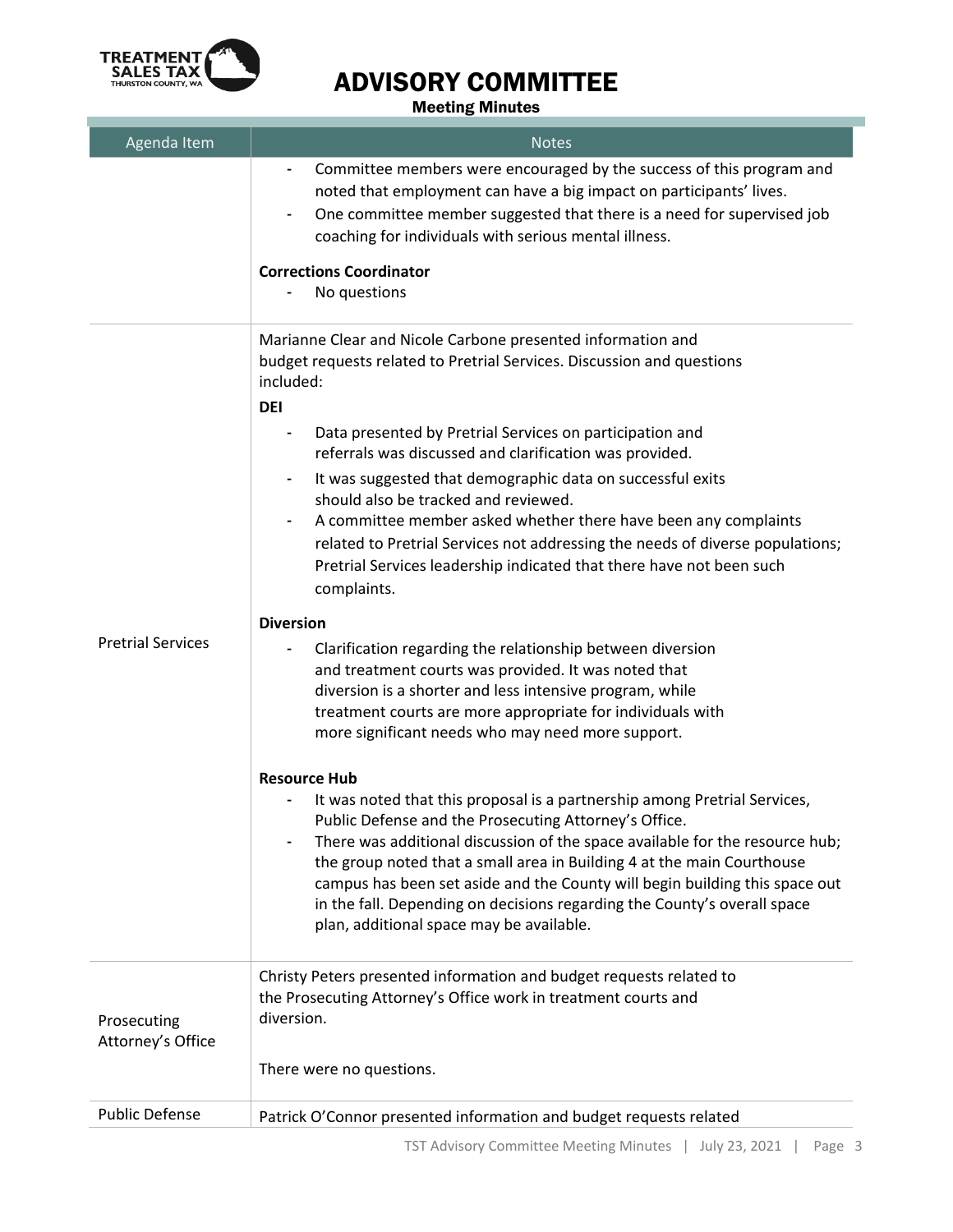| Agenda Item | Notes |
| --- | --- |
| | - Committee members were encouraged by the success of this program and noted that employment can have a big impact on participants' lives.<br>- One committee member suggested that there is a need for supervised job coaching for individuals with serious mental illness.<br><br>**Corrections Coordinator**<br>- No questions |
| Pretrial Services | Marianne Clear and Nicole Carbone presented information and budget requests related to Pretrial Services. Discussion and questions included:<br><br>**DEI**<br>- Data presented by Pretrial Services on participation and referrals was discussed and clarification was provided.<br>- It was suggested that demographic data on successful exits should also be tracked and reviewed.<br>- A committee member asked whether there have been any complaints related to Pretrial Services not addressing the needs of diverse populations; Pretrial Services leadership indicated that there have not been such complaints.<br><br>**Diversion**<br>- Clarification regarding the relationship between diversion and treatment courts was provided. It was noted that diversion is a shorter and less intensive program, while treatment courts are more appropriate for individuals with more significant needs who may need more support.<br><br>**Resource Hub**<br>- It was noted that this proposal is a partnership among Pretrial Services, Public Defense and the Prosecuting Attorney's Office.<br>- There was additional discussion of the space available for the resource hub; the group noted that a small area in Building 4 at the main Courthouse campus has been set aside and the County will begin building this space out in the fall. Depending on decisions regarding the County's overall space plan, additional space may be available. |
| Prosecuting Attorney's Office | Christy Peters presented information and budget requests related to the Prosecuting Attorney's Office work in treatment courts and diversion.<br><br>There were no questions. |
| Public Defense | Patrick O'Connor presented information and budget requests related |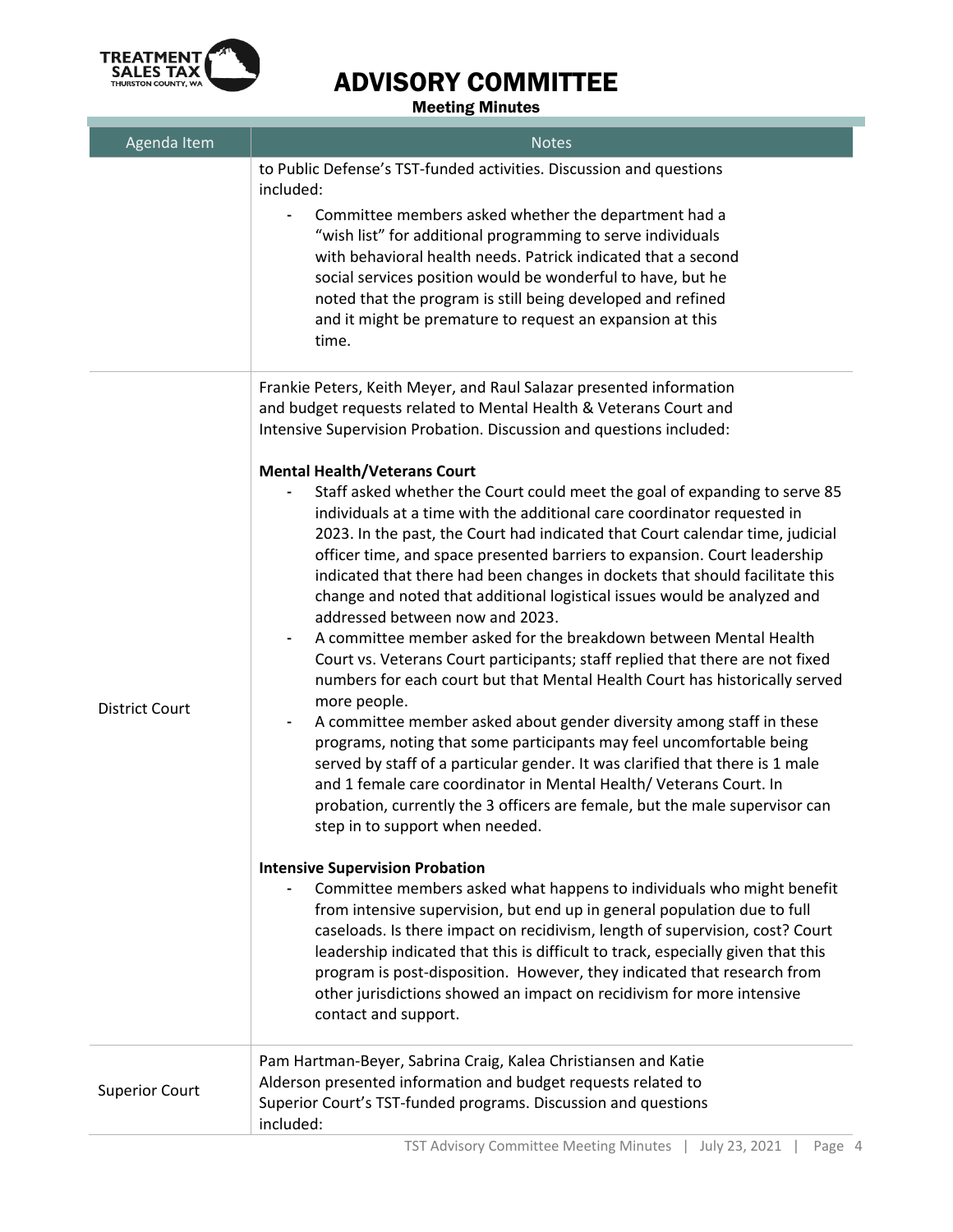| Agenda Item | Notes |
| --- | --- |
| | to Public Defense's TST-funded activities. Discussion and questions included:<br>- Committee members asked whether the department had a "wish list" for additional programming to serve individuals with behavioral health needs. Patrick indicated that a second social services position would be wonderful to have, but he noted that the program is still being developed and refined and it might be premature to request an expansion at this time. |
| District Court | Frankie Peters, Keith Meyer, and Raul Salazar presented information and budget requests related to Mental Health & Veterans Court and Intensive Supervision Probation. Discussion and questions included:<br><br>**Mental Health/Veterans Court**<br>- Staff asked whether the Court could meet the goal of expanding to serve 85 individuals at a time with the additional care coordinator requested in 2023. In the past, the Court had indicated that Court calendar time, judicial officer time, and space presented barriers to expansion. Court leadership indicated that there had been changes in dockets that should facilitate this change and noted that additional logistical issues would be analyzed and addressed between now and 2023.<br>- A committee member asked for the breakdown between Mental Health Court vs. Veterans Court participants; staff replied that there are not fixed numbers for each court but that Mental Health Court has historically served more people.<br>- A committee member asked about gender diversity among staff in these programs, noting that some participants may feel uncomfortable being served by staff of a particular gender. It was clarified that there is 1 male and 1 female care coordinator in Mental Health/ Veterans Court. In probation, currently the 3 officers are female, but the male supervisor can step in to support when needed.<br><br>**Intensive Supervision Probation**<br>- Committee members asked what happens to individuals who might benefit from intensive supervision, but end up in general population due to full caseloads. Is there impact on recidivism, length of supervision, cost? Court leadership indicated that this is difficult to track, especially given that this program is post-disposition. However, they indicated that research from other jurisdictions showed an impact on recidivism for more intensive contact and support. |
| Superior Court | Pam Hartman-Beyer, Sabrina Craig, Kalea Christiansen and Katie Alderson presented information and budget requests related to Superior Court's TST-funded programs. Discussion and questions included: |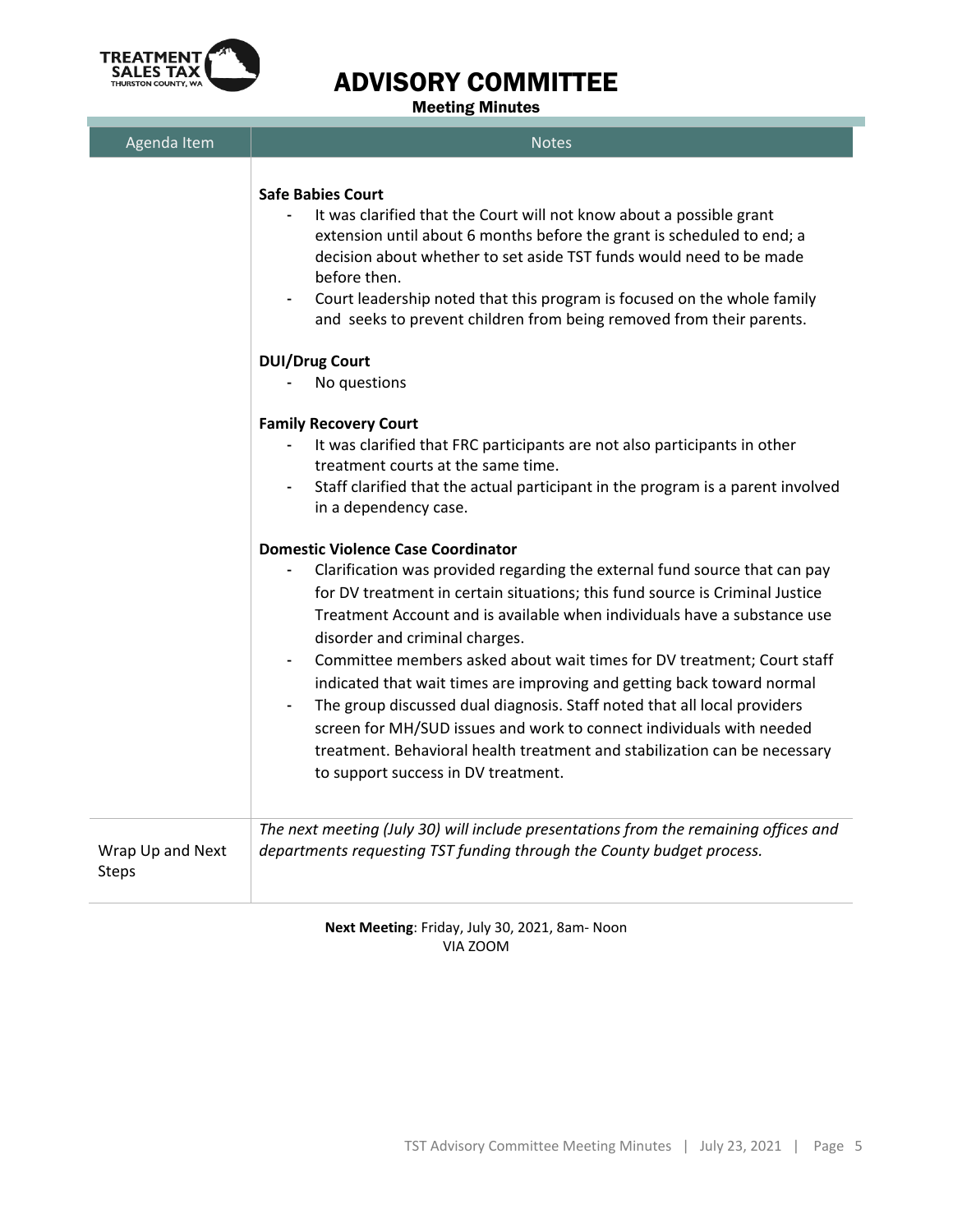# ADVISORY COMMITTEE

**Meeting Minutes**

| Agenda Item | Notes |
|---|---|
| | **Safe Babies Court**<br>- It was clarified that the Court will not know about a possible grant extension until about 6 months before the grant is scheduled to end; a decision about whether to set aside TST funds would need to be made before then.<br>- Court leadership noted that this program is focused on the whole family and seeks to prevent children from being removed from their parents.<br><br>**DUI/Drug Court**<br>- No questions<br><br>**Family Recovery Court**<br>- It was clarified that FRC participants are not also participants in other treatment courts at the same time.<br>- Staff clarified that the actual participant in the program is a parent involved in a dependency case.<br><br>**Domestic Violence Case Coordinator**<br>- Clarification was provided regarding the external fund source that can pay for DV treatment in certain situations; this fund source is Criminal Justice Treatment Account and is available when individuals have a substance use disorder and criminal charges.<br>- Committee members asked about wait times for DV treatment; Court staff indicated that wait times are improving and getting back toward normal<br>- The group discussed dual diagnosis. Staff noted that all local providers screen for MH/SUD issues and work to connect individuals with needed treatment. Behavioral health treatment and stabilization can be necessary to support success in DV treatment. |
| Wrap Up and Next Steps | *The next meeting (July 30) will include presentations from the remaining offices and departments requesting TST funding through the County budget process.* |

**Next Meeting**: Friday, July 30, 2021, 8am- Noon
VIA ZOOM